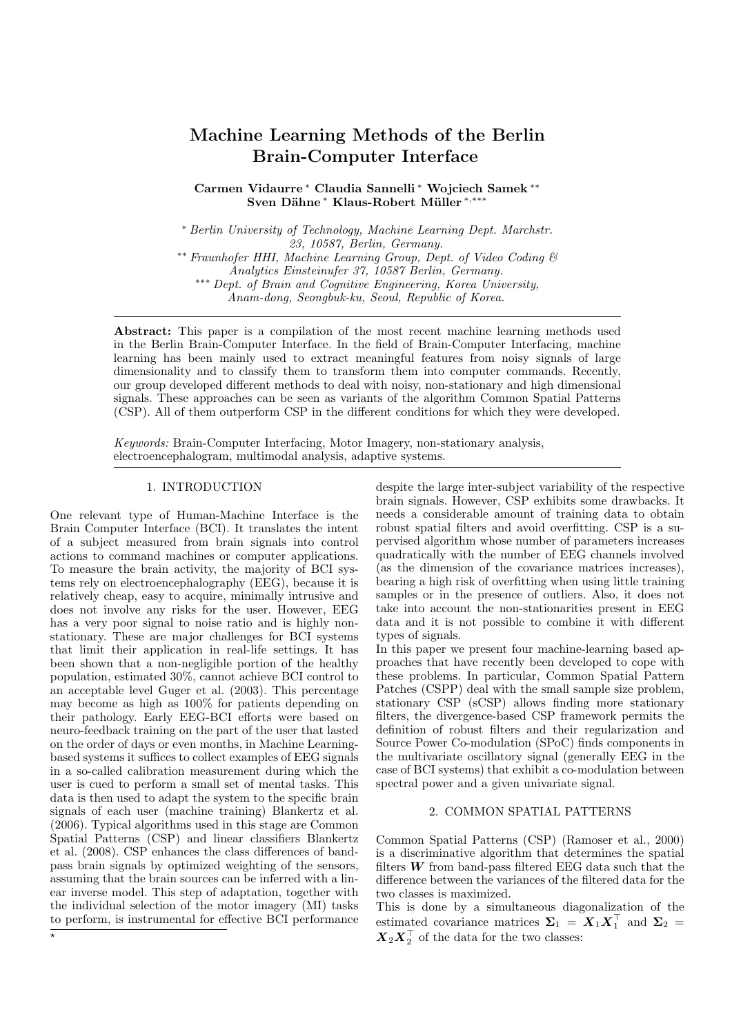# Machine Learning Methods of the Berlin Brain-Computer Interface

**Carmen Vidaurre [*] Claudia Sannelli [*] Wojciech Samek [**] Sven Dähne [*] Klaus-Robert Müller [*,***]**

[*] *Berlin University of Technology, Machine Learning Dept. Marchstr. 23, 10587, Berlin, Germany.*
[**] *Fraunhofer HHI, Machine Learning Group, Dept. of Video Coding & Analytics Einsteinufer 37, 10587 Berlin, Germany.*
[***] *Dept. of Brain and Cognitive Engineering, Korea University, Anam-dong, Seongbuk-ku, Seoul, Republic of Korea.*

**Abstract:** This paper is a compilation of the most recent machine learning methods used in the Berlin Brain-Computer Interface. In the field of Brain-Computer Interfacing, machine learning has been mainly used to extract meaningful features from noisy signals of large dimensionality and to classify them to transform them into computer commands. Recently, our group developed different methods to deal with noisy, non-stationary and high dimensional signals. These approaches can be seen as variants of the algorithm Common Spatial Patterns (CSP). All of them outperform CSP in the different conditions for which they were developed.

*Keywords:* Brain-Computer Interfacing, Motor Imagery, non-stationary analysis, electroencephalogram, multimodal analysis, adaptive systems.

## 1. INTRODUCTION

One relevant type of Human-Machine Interface is the Brain Computer Interface (BCI). It translates the intent of a subject measured from brain signals into control actions to command machines or computer applications. To measure the brain activity, the majority of BCI systems rely on electroencephalography (EEG), because it is relatively cheap, easy to acquire, minimally intrusive and does not involve any risks for the user. However, EEG has a very poor signal to noise ratio and is highly non-stationary. These are major challenges for BCI systems that limit their application in real-life settings. It has been shown that a non-negligible portion of the healthy population, estimated 30%, cannot achieve BCI control to an acceptable level Guger et al. (2003). This percentage may become as high as 100% for patients depending on their pathology. Early EEG-BCI efforts were based on neuro-feedback training on the part of the user that lasted on the order of days or even months, in Machine Learning-based systems it suffices to collect examples of EEG signals in a so-called calibration measurement during which the user is cued to perform a small set of mental tasks. This data is then used to adapt the system to the specific brain signals of each user (machine training) Blankertz et al. (2006). Typical algorithms used in this stage are Common Spatial Patterns (CSP) and linear classifiers Blankertz et al. (2008). CSP enhances the class differences of band-pass brain signals by optimized weighting of the sensors, assuming that the brain sources can be inferred with a linear inverse model. This step of adaptation, together with the individual selection of the motor imagery (MI) tasks to perform, is instrumental for effective BCI performance despite the large inter-subject variability of the respective brain signals. However, CSP exhibits some drawbacks. It needs a considerable amount of training data to obtain robust spatial filters and avoid overfitting. CSP is a supervised algorithm whose number of parameters increases quadratically with the number of EEG channels involved (as the dimension of the covariance matrices increases), bearing a high risk of overfitting when using little training samples or in the presence of outliers. Also, it does not take into account the non-stationarities present in EEG data and it is not possible to combine it with different types of signals.

In this paper we present four machine-learning based approaches that have recently been developed to cope with these problems. In particular, Common Spatial Pattern Patches (CSPP) deal with the small sample size problem, stationary CSP (sCSP) allows finding more stationary filters, the divergence-based CSP framework permits the definition of robust filters and their regularization and Source Power Co-modulation (SPoC) finds components in the multivariate oscillatory signal (generally EEG in the case of BCI systems) that exhibit a co-modulation between spectral power and a given univariate signal.

## 2. COMMON SPATIAL PATTERNS

Common Spatial Patterns (CSP) (Ramoser et al., 2000) is a discriminative algorithm that determines the spatial filters $\boldsymbol{W}$ from band-pass filtered EEG data such that the difference between the variances of the filtered data for the two classes is maximized.

This is done by a simultaneous diagonalization of the estimated covariance matrices $\boldsymbol{\Sigma}_1 = \boldsymbol{X}_1\boldsymbol{X}_1^\top$ and $\boldsymbol{\Sigma}_2 = \boldsymbol{X}_2\boldsymbol{X}_2^\top$ of the data for the two classes: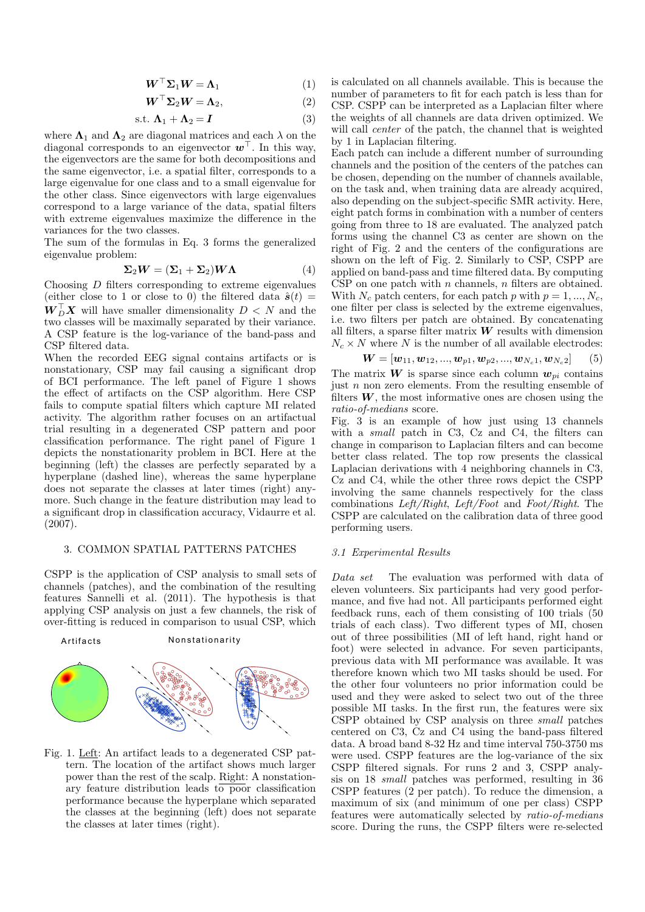$$\boldsymbol{W}^\top \boldsymbol{\Sigma}_1 \boldsymbol{W} = \boldsymbol{\Lambda}_1 \quad (1)$$

$$\boldsymbol{W}^\top \boldsymbol{\Sigma}_2 \boldsymbol{W} = \boldsymbol{\Lambda}_2, \quad (2)$$

$$\text{s.t. } \boldsymbol{\Lambda}_1 + \boldsymbol{\Lambda}_2 = \boldsymbol{I} \quad (3)$$

where $\boldsymbol{\Lambda}_1$ and $\boldsymbol{\Lambda}_2$ are diagonal matrices and each $\lambda$ on the diagonal corresponds to an eigenvector $\boldsymbol{w}^\top$. In this way, the eigenvectors are the same for both decompositions and the same eigenvector, i.e. a spatial filter, corresponds to a large eigenvalue for one class and to a small eigenvalue for the other class. Since eigenvectors with large eigenvalues correspond to a large variance of the data, spatial filters with extreme eigenvalues maximize the difference in the variances for the two classes.

The sum of the formulas in Eq. 3 forms the generalized eigenvalue problem:

$$\boldsymbol{\Sigma}_2 \boldsymbol{W} = (\boldsymbol{\Sigma}_1 + \boldsymbol{\Sigma}_2)\boldsymbol{W}\boldsymbol{\Lambda} \quad (4)$$

Choosing $D$ filters corresponding to extreme eigenvalues (either close to 1 or close to 0) the filtered data $\hat{\boldsymbol{s}}(t) = \boldsymbol{W}_D^\top \boldsymbol{X}$ will have smaller dimensionality $D < N$ and the two classes will be maximally separated by their variance. A CSP feature is the log-variance of the band-pass and CSP filtered data.

When the recorded EEG signal contains artifacts or is nonstationary, CSP may fail causing a significant drop of BCI performance. The left panel of Figure 1 shows the effect of artifacts on the CSP algorithm. Here CSP fails to compute spatial filters which capture MI related activity. The algorithm rather focuses on an artifactual trial resulting in a degenerated CSP pattern and poor classification performance. The right panel of Figure 1 depicts the nonstationarity problem in BCI. Here at the beginning (left) the classes are perfectly separated by a hyperplane (dashed line), whereas the same hyperplane does not separate the classes at later times (right) anymore. Such change in the feature distribution may lead to a significant drop in classification accuracy, Vidaurre et al. (2007).

## 3. COMMON SPATIAL PATTERNS PATCHES

CSPP is the application of CSP analysis to small sets of channels (patches), and the combination of the resulting features Sannelli et al. (2011). The hypothesis is that applying CSP analysis on just a few channels, the risk of over-fitting is reduced in comparison to usual CSP, which is calculated on all channels available. This is because the number of parameters to fit for each patch is less than for CSP. CSPP can be interpreted as a Laplacian filter where the weights of all channels are data driven optimized. We will call *center* of the patch, the channel that is weighted by 1 in Laplacian filtering.

Each patch can include a different number of surrounding channels and the position of the centers of the patches can be chosen, depending on the number of channels available, on the task and, when training data are already acquired, also depending on the subject-specific SMR activity. Here, eight patch forms in combination with a number of centers going from three to 18 are evaluated. The analyzed patch forms using the channel C3 as center are shown on the right of Fig. 2 and the centers of the configurations are shown on the left of Fig. 2. Similarly to CSP, CSPP are applied on band-pass and time filtered data. By computing CSP on one patch with $n$ channels, $n$ filters are obtained. With $N_c$ patch centers, for each patch $p$ with $p = 1, ..., N_c$, one filter per class is selected by the extreme eigenvalues, i.e. two filters per patch are obtained. By concatenating all filters, a sparse filter matrix $\boldsymbol{W}$ results with dimension $N_c \times N$ where $N$ is the number of all available electrodes:

$$\boldsymbol{W} = [\boldsymbol{w}_{11}, \boldsymbol{w}_{12}, ..., \boldsymbol{w}_{p1}, \boldsymbol{w}_{p2}, ..., \boldsymbol{w}_{N_c 1}, \boldsymbol{w}_{N_c 2}] \quad (5)$$

The matrix $\boldsymbol{W}$ is sparse since each column $\boldsymbol{w}_{pi}$ contains just $n$ non zero elements. From the resulting ensemble of filters $\boldsymbol{W}$, the most informative ones are chosen using the *ratio-of-medians* score.

Fig. 3 is an example of how just using 13 channels with a *small* patch in C3, Cz and C4, the filters can change in comparison to Laplacian filters and can become better class related. The top row presents the classical Laplacian derivations with 4 neighboring channels in C3, Cz and C4, while the other three rows depict the CSPP involving the same channels respectively for the class combinations *Left/Right*, *Left/Foot* and *Foot/Right*. The CSPP are calculated on the calibration data of three good performing users.

Artifacts　　Nonstationarity

Fig. 1. Left: An artifact leads to a degenerated CSP pattern. The location of the artifact shows much larger power than the rest of the scalp. Right: A nonstationary feature distribution leads to poor classification performance because the hyperplane which separated the classes at the beginning (left) does not separate the classes at later times (right).

### 3.1 Experimental Results

*Data set* The evaluation was performed with data of eleven volunteers. Six participants had very good performance, and five had not. All participants performed eight feedback runs, each of them consisting of 100 trials (50 trials of each class). Two different types of MI, chosen out of three possibilities (MI of left hand, right hand or foot) were selected in advance. For seven participants, previous data with MI performance was available. It was therefore known which two MI tasks should be used. For the other four volunteers no prior information could be used and they were asked to select two out of the three possible MI tasks. In the first run, the features were six CSPP obtained by CSP analysis on three *small* patches centered on C3, Cz and C4 using the band-pass filtered data. A broad band 8-32 Hz and time interval 750-3750 ms were used. CSPP features are the log-variance of the six CSPP filtered signals. For runs 2 and 3, CSPP analysis on 18 *small* patches was performed, resulting in 36 CSPP features (2 per patch). To reduce the dimension, a maximum of six (and minimum of one per class) CSPP features were automatically selected by *ratio-of-medians* score. During the runs, the CSPP filters were re-selected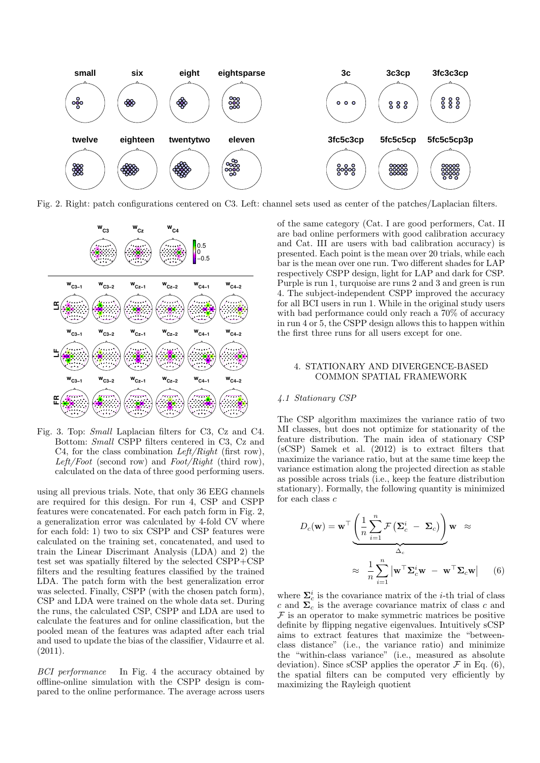Fig. 2. Right: patch configurations centered on C3. Left: channel sets used as center of the patches/Laplacian filters.

Fig. 3. Top: *Small* Laplacian filters for C3, Cz and C4. Bottom: *Small* CSPP filters centered in C3, Cz and C4, for the class combination *Left/Right* (first row), *Left/Foot* (second row) and *Foot/Right* (third row), calculated on the data of three good performing users.

using all previous trials. Note, that only 36 EEG channels are required for this design. For run 4, CSPP and CSPP features were concatenated. For each patch form in Fig. 2, a generalization error was calculated by 4-fold CV where for each fold: 1) two to six CSPP and CSP features were calculated on the training set, concatenated, and used to train the Linear Discrimant Analysis (LDA) and 2) the test set was spatially filtered by the selected CSPP+CSP filters and the resulting features classified by the trained LDA. The patch form with the best generalization error was selected. Finally, CSPP (with the chosen patch form), CSP and LDA were trained on the whole data set. During the runs, the calculated CSP, CSPP and LDA are used to calculate the features and for online classification, but the pooled mean of the features was adapted after each trial and used to update the bias of the classifier, Vidaurre et al. (2011).

*BCI performance* In Fig. 4 the accuracy obtained by offline-online simulation with the CSPP design is compared to the online performance. The average across users of the same category (Cat. I are good performers, Cat. II are bad online performers with good calibration accuracy and Cat. III are users with bad calibration accuracy) is presented. Each point is the mean over 20 trials, while each bar is the mean over one run. Two different shades for LAP respectively CSPP design, light for LAP and dark for CSP. Purple is run 1, turquoise are runs 2 and 3 and green is run 4. The subject-independent CSPP improved the accuracy for all BCI users in run 1. While in the original study users with bad performance could only reach a 70% of accuracy in run 4 or 5, the CSPP design allows this to happen within the first three runs for all users except for one.

## 4. STATIONARY AND DIVERGENCE-BASED COMMON SPATIAL FRAMEWORK

### *4.1 Stationary CSP*

The CSP algorithm maximizes the variance ratio of two MI classes, but does not optimize for stationarity of the feature distribution. The main idea of stationary CSP (sCSP) Samek et al. (2012) is to extract filters that maximize the variance ratio, but at the same time keep the variance estimation along the projected direction as stable as possible across trials (i.e., keep the feature distribution stationary). Formally, the following quantity is minimized for each class $c$

$$D_c(\mathbf{w}) = \mathbf{w}^\top \underbrace{\left( \frac{1}{n} \sum_{i=1}^{n} \mathcal{F}\left(\mathbf{\Sigma}_c^i \;-\; \mathbf{\Sigma}_c\right) \right)}_{\Delta_c} \mathbf{w} \;\approx\; \approx\; \frac{1}{n} \sum_{i=1}^{n} \left| \mathbf{w}^\top \mathbf{\Sigma}_c^i \mathbf{w} \;-\; \mathbf{w}^\top \mathbf{\Sigma}_c \mathbf{w} \right| \qquad (6)$$

where $\mathbf{\Sigma}_c^i$ is the covariance matrix of the $i$-th trial of class $c$ and $\mathbf{\Sigma}_c$ is the average covariance matrix of class $c$ and $\mathcal{F}$ is an operator to make symmetric matrices be positive definite by flipping negative eigenvalues. Intuitively sCSP aims to extract features that maximize the "between-class distance" (i.e., the variance ratio) and minimize the "within-class variance" (i.e., measured as absolute deviation). Since sCSP applies the operator $\mathcal{F}$ in Eq. (6), the spatial filters can be computed very efficiently by maximizing the Rayleigh quotient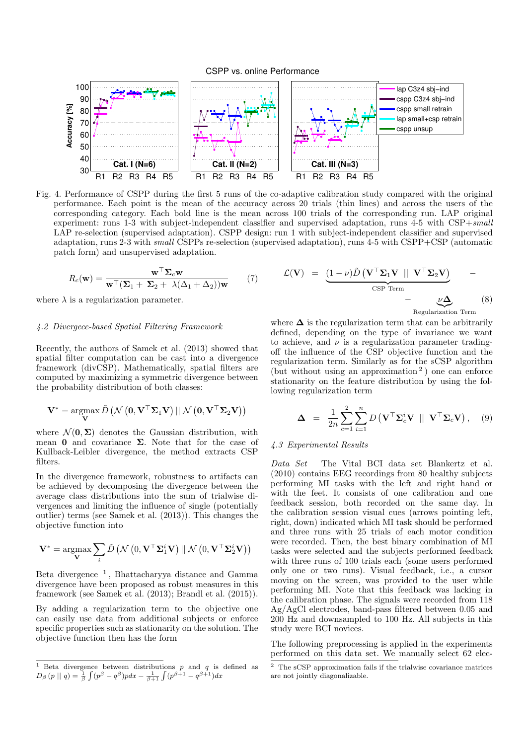Fig. 4. Performance of CSPP during the first 5 runs of the co-adaptive calibration study compared with the original performance. Each point is the mean of the accuracy across 20 trials (thin lines) and across the users of the corresponding category. Each bold line is the mean across 100 trials of the corresponding run. LAP original experiment: runs 1-3 with subject-independent classifier and supervised adaptation, runs 4-5 with CSP+*small* LAP re-selection (supervised adaptation). CSPP design: run 1 with subject-independent classifier and supervised adaptation, runs 2-3 with *small* CSPPs re-selection (supervised adaptation), runs 4-5 with CSPP+CSP (automatic patch form) and unsupervised adaptation.

$$R_c(\mathbf{w}) = \frac{\mathbf{w}^\top \mathbf{\Sigma}_c \mathbf{w}}{\mathbf{w}^\top (\mathbf{\Sigma}_1 + \mathbf{\Sigma}_2 + \lambda(\Delta_1 + \Delta_2))\mathbf{w}} \quad (7)$$

where $\lambda$ is a regularization parameter.

### 4.2 Divergece-based Spatial Filtering Framework

Recently, the authors of Samek et al. (2013) showed that spatial filter computation can be cast into a divergence framework (divCSP). Mathematically, spatial filters are computed by maximizing a symmetric divergence between the probability distribution of both classes:

$$\mathbf{V}^* = \underset{\mathbf{V}}{\operatorname{argmax}}\, \tilde{D}\left(\mathcal{N}\left(\mathbf{0}, \mathbf{V}^\top \mathbf{\Sigma}_1 \mathbf{V}\right) || \, \mathcal{N}\left(\mathbf{0}, \mathbf{V}^\top \mathbf{\Sigma}_2 \mathbf{V}\right)\right)$$

where $\mathcal{N}(\mathbf{0}, \mathbf{\Sigma})$ denotes the Gaussian distribution, with mean $\mathbf{0}$ and covariance $\mathbf{\Sigma}$. Note that for the case of Kullback-Leibler divergence, the method extracts CSP filters.

In the divergence framework, robustness to artifacts can be achieved by decomposing the divergence between the average class distributions into the sum of trialwise divergences and limiting the influence of single (potentially outlier) terms (see Samek et al. (2013)). This changes the objective function into

$$\mathbf{V}^* = \underset{\mathbf{V}}{\operatorname{argmax}} \sum_i \tilde{D}\left(\mathcal{N}\left(0, \mathbf{V}^\top \mathbf{\Sigma}_1^i \mathbf{V}\right) || \, \mathcal{N}\left(0, \mathbf{V}^\top \mathbf{\Sigma}_2^i \mathbf{V}\right)\right)$$

Beta divergence [1], Bhattacharyya distance and Gamma divergence have been proposed as robust measures in this framework (see Samek et al. (2013); Brandl et al. (2015)).

By adding a regularization term to the objective one can easily use data from additional subjects or enforce specific properties such as stationarity on the solution. The objective function then has the form

$$\mathcal{L}(\mathbf{V}) = \underbrace{(1-\nu)\tilde{D}\left(\mathbf{V}^\top \mathbf{\Sigma}_1 \mathbf{V} \;||\; \mathbf{V}^\top \mathbf{\Sigma}_2 \mathbf{V}\right)}_{\text{CSP Term}} - \underbrace{\nu \mathbf{\Delta}}_{\text{Regularization Term}} \quad (8)$$

where $\mathbf{\Delta}$ is the regularization term that can be arbitrarily defined, depending on the type of invariance we want to achieve, and $\nu$ is a regularization parameter trading-off the influence of the CSP objective function and the regularization term. Similarly as for the sCSP algorithm (but without using an approximation [2]) one can enforce stationarity on the feature distribution by using the following regularization term

$$\mathbf{\Delta} = \frac{1}{2n} \sum_{c=1}^{2} \sum_{i=1}^{n} D\left(\mathbf{V}^\top \mathbf{\Sigma}_c^i \mathbf{V} \;||\; \mathbf{V}^\top \mathbf{\Sigma}_c \mathbf{V}\right), \quad (9)$$

### 4.3 Experimental Results

*Data Set* The Vital BCI data set Blankertz et al. (2010) contains EEG recordings from 80 healthy subjects performing MI tasks with the left and right hand or with the feet. It consists of one calibration and one feedback session, both recorded on the same day. In the calibration session visual cues (arrows pointing left, right, down) indicated which MI task should be performed and three runs with 25 trials of each motor condition were recorded. Then, the best binary combination of MI tasks were selected and the subjects performed feedback with three runs of 100 trials each (some users performed only one or two runs). Visual feedback, i.e., a cursor moving on the screen, was provided to the user while performing MI. Note that this feedback was lacking in the calibration phase. The signals were recorded from 118 Ag/AgCl electrodes, band-pass filtered between 0.05 and 200 Hz and downsampled to 100 Hz. All subjects in this study were BCI novices.

The following preprocessing is applied in the experiments performed on this data set. We manually select 62 elec-

[1] Beta divergence between distributions $p$ and $q$ is defined as $D_\beta\left(p \;||\; q\right) = \frac{1}{\beta}\int(p^\beta - q^\beta)p dx - \frac{1}{\beta+1}\int(p^{\beta+1} - q^{\beta+1})dx$

[2] The sCSP approximation fails if the trialwise covariance matrices are not jointly diagonalizable.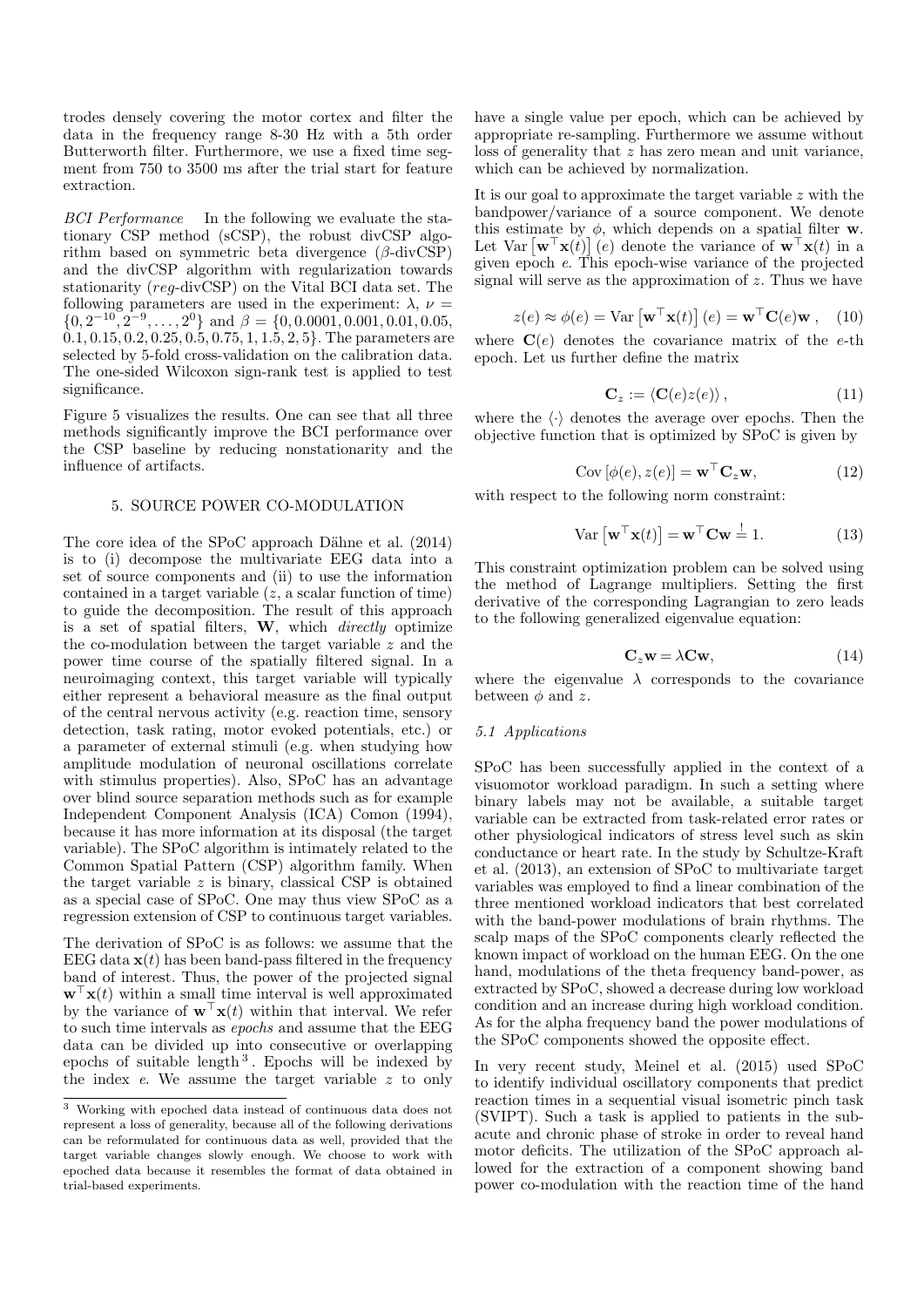trodes densely covering the motor cortex and filter the data in the frequency range 8-30 Hz with a 5th order Butterworth filter. Furthermore, we use a fixed time segment from 750 to 3500 ms after the trial start for feature extraction.

*BCI Performance* In the following we evaluate the stationary CSP method (sCSP), the robust divCSP algorithm based on symmetric beta divergence ($\beta$-divCSP) and the divCSP algorithm with regularization towards stationarity (*reg*-divCSP) on the Vital BCI data set. The following parameters are used in the experiment: $\lambda$, $\nu = \{0, 2^{-10}, 2^{-9}, \ldots, 2^{0}\}$ and $\beta = \{0, 0.0001, 0.001, 0.01, 0.05, 0.1, 0.15, 0.2, 0.25, 0.5, 0.75, 1, 1.5, 2, 5\}$. The parameters are selected by 5-fold cross-validation on the calibration data. The one-sided Wilcoxon sign-rank test is applied to test significance.

Figure 5 visualizes the results. One can see that all three methods significantly improve the BCI performance over the CSP baseline by reducing nonstationarity and the influence of artifacts.

## 5. SOURCE POWER CO-MODULATION

The core idea of the SPoC approach Dähne et al. (2014) is to (i) decompose the multivariate EEG data into a set of source components and (ii) to use the information contained in a target variable ($z$, a scalar function of time) to guide the decomposition. The result of this approach is a set of spatial filters, $\mathbf{W}$, which *directly* optimize the co-modulation between the target variable $z$ and the power time course of the spatially filtered signal. In a neuroimaging context, this target variable will typically either represent a behavioral measure as the final output of the central nervous activity (e.g. reaction time, sensory detection, task rating, motor evoked potentials, etc.) or a parameter of external stimuli (e.g. when studying how amplitude modulation of neuronal oscillations correlate with stimulus properties). Also, SPoC has an advantage over blind source separation methods such as for example Independent Component Analysis (ICA) Comon (1994), because it has more information at its disposal (the target variable). The SPoC algorithm is intimately related to the Common Spatial Pattern (CSP) algorithm family. When the target variable $z$ is binary, classical CSP is obtained as a special case of SPoC. One may thus view SPoC as a regression extension of CSP to continuous target variables.

The derivation of SPoC is as follows: we assume that the EEG data $\mathbf{x}(t)$ has been band-pass filtered in the frequency band of interest. Thus, the power of the projected signal $\mathbf{w}^\top \mathbf{x}(t)$ within a small time interval is well approximated by the variance of $\mathbf{w}^\top \mathbf{x}(t)$ within that interval. We refer to such time intervals as *epochs* and assume that the EEG data can be divided up into consecutive or overlapping epochs of suitable length [3]. Epochs will be indexed by the index $e$. We assume the target variable $z$ to only have a single value per epoch, which can be achieved by appropriate re-sampling. Furthermore we assume without loss of generality that $z$ has zero mean and unit variance, which can be achieved by normalization.

It is our goal to approximate the target variable $z$ with the bandpower/variance of a source component. We denote this estimate by $\phi$, which depends on a spatial filter $\mathbf{w}$. Let $\mathrm{Var}\left[\mathbf{w}^\top \mathbf{x}(t)\right](e)$ denote the variance of $\mathbf{w}^\top \mathbf{x}(t)$ in a given epoch $e$. This epoch-wise variance of the projected signal will serve as the approximation of $z$. Thus we have

$$z(e) \approx \phi(e) = \mathrm{Var}\left[\mathbf{w}^\top \mathbf{x}(t)\right](e) = \mathbf{w}^\top \mathbf{C}(e)\mathbf{w}\,, \quad (10)$$

where $\mathbf{C}(e)$ denotes the covariance matrix of the $e$-th epoch. Let us further define the matrix

$$\mathbf{C}_z := \langle \mathbf{C}(e) z(e) \rangle\,, \quad (11)$$

where the $\langle \cdot \rangle$ denotes the average over epochs. Then the objective function that is optimized by SPoC is given by

$$\mathrm{Cov}\left[\phi(e), z(e)\right] = \mathbf{w}^\top \mathbf{C}_z \mathbf{w}, \quad (12)$$

with respect to the following norm constraint:

$$\mathrm{Var}\left[\mathbf{w}^\top \mathbf{x}(t)\right] = \mathbf{w}^\top \mathbf{C} \mathbf{w} \stackrel{!}{=} 1. \quad (13)$$

This constraint optimization problem can be solved using the method of Lagrange multipliers. Setting the first derivative of the corresponding Lagrangian to zero leads to the following generalized eigenvalue equation:

$$\mathbf{C}_z \mathbf{w} = \lambda \mathbf{C} \mathbf{w}, \quad (14)$$

where the eigenvalue $\lambda$ corresponds to the covariance between $\phi$ and $z$.

### 5.1 Applications

SPoC has been successfully applied in the context of a visuomotor workload paradigm. In such a setting where binary labels may not be available, a suitable target variable can be extracted from task-related error rates or other physiological indicators of stress level such as skin conductance or heart rate. In the study by Schultze-Kraft et al. (2013), an extension of SPoC to multivariate target variables was employed to find a linear combination of the three mentioned workload indicators that best correlated with the band-power modulations of brain rhythms. The scalp maps of the SPoC components clearly reflected the known impact of workload on the human EEG. On the one hand, modulations of the theta frequency band-power, as extracted by SPoC, showed a decrease during low workload condition and an increase during high workload condition. As for the alpha frequency band the power modulations of the SPoC components showed the opposite effect.

In very recent study, Meinel et al. (2015) used SPoC to identify individual oscillatory components that predict reaction times in a sequential visual isometric pinch task (SVIPT). Such a task is applied to patients in the subacute and chronic phase of stroke in order to reveal hand motor deficits. The utilization of the SPoC approach allowed for the extraction of a component showing band power co-modulation with the reaction time of the hand

[3] Working with epoched data instead of continuous data does not represent a loss of generality, because all of the following derivations can be reformulated for continuous data as well, provided that the target variable changes slowly enough. We choose to work with epoched data because it resembles the format of data obtained in trial-based experiments.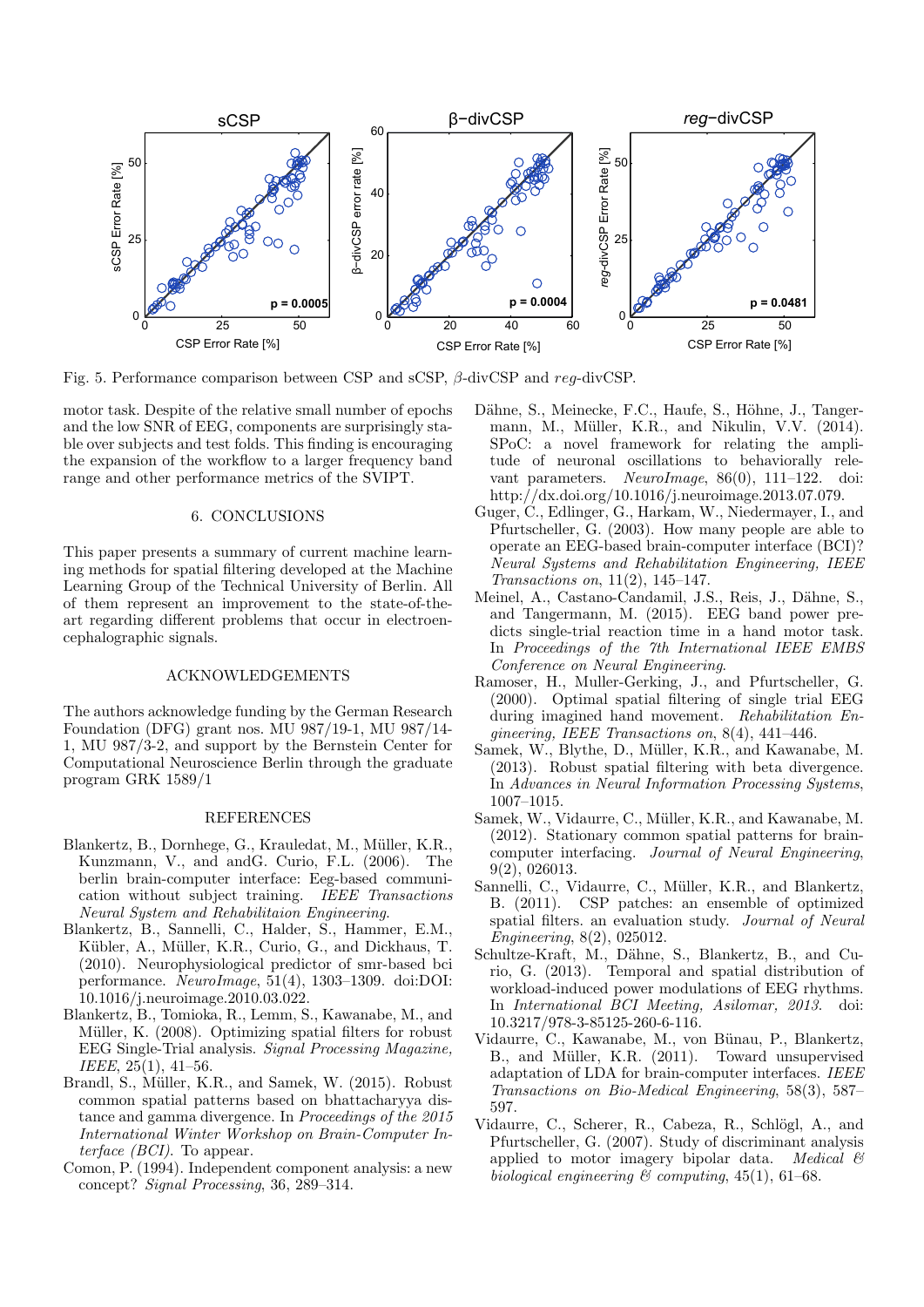sCSP

sCSP Error Rate [%]

50

25

0

0

25

50

CSP Error Rate [%]

p = 0.0005

β−divCSP

β-divCSP error rate [%]

60

40

20

0

0

20

40

60

CSP Error Rate [%]

p = 0.0004

*reg*−divCSP

*reg*-divCSP Error Rate [%]

50

25

0

0

25

50

CSP Error Rate [%]

p = 0.0481

Fig. 5. Performance comparison between CSP and sCSP, $\beta$-divCSP and *reg*-divCSP.

motor task. Despite of the relative small number of epochs and the low SNR of EEG, components are surprisingly stable over subjects and test folds. This finding is encouraging the expansion of the workflow to a larger frequency band range and other performance metrics of the SVIPT.

## 6. CONCLUSIONS

This paper presents a summary of current machine learning methods for spatial filtering developed at the Machine Learning Group of the Technical University of Berlin. All of them represent an improvement to the state-of-the-art regarding different problems that occur in electroencephalographic signals.

## ACKNOWLEDGEMENTS

The authors acknowledge funding by the German Research Foundation (DFG) grant nos. MU 987/19-1, MU 987/14-1, MU 987/3-2, and support by the Bernstein Center for Computational Neuroscience Berlin through the graduate program GRK 1589/1

## REFERENCES

Blankertz, B., Dornhege, G., Krauledat, M., Müller, K.R., Kunzmann, V., and andG. Curio, F.L. (2006). The berlin brain-computer interface: Eeg-based communication without subject training. *IEEE Transactions Neural System and Rehabilitaion Engineering*.

Blankertz, B., Sannelli, C., Halder, S., Hammer, E.M., Kübler, A., Müller, K.R., Curio, G., and Dickhaus, T. (2010). Neurophysiological predictor of smr-based bci performance. *NeuroImage*, 51(4), 1303–1309. doi:DOI: 10.1016/j.neuroimage.2010.03.022.

Blankertz, B., Tomioka, R., Lemm, S., Kawanabe, M., and Müller, K. (2008). Optimizing spatial filters for robust EEG Single-Trial analysis. *Signal Processing Magazine, IEEE*, 25(1), 41–56.

Brandl, S., Müller, K.R., and Samek, W. (2015). Robust common spatial patterns based on bhattacharyya distance and gamma divergence. In *Proceedings of the 2015 International Winter Workshop on Brain-Computer Interface (BCI)*. To appear.

Comon, P. (1994). Independent component analysis: a new concept? *Signal Processing*, 36, 289–314.

Dähne, S., Meinecke, F.C., Haufe, S., Höhne, J., Tangermann, M., Müller, K.R., and Nikulin, V.V. (2014). SPoC: a novel framework for relating the amplitude of neuronal oscillations to behaviorally relevant parameters. *NeuroImage*, 86(0), 111–122. doi: http://dx.doi.org/10.1016/j.neuroimage.2013.07.079.

Guger, C., Edlinger, G., Harkam, W., Niedermayer, I., and Pfurtscheller, G. (2003). How many people are able to operate an EEG-based brain-computer interface (BCI)? *Neural Systems and Rehabilitation Engineering, IEEE Transactions on*, 11(2), 145–147.

Meinel, A., Castano-Candamil, J.S., Reis, J., Dähne, S., and Tangermann, M. (2015). EEG band power predicts single-trial reaction time in a hand motor task. In *Proceedings of the 7th International IEEE EMBS Conference on Neural Engineering*.

Ramoser, H., Muller-Gerking, J., and Pfurtscheller, G. (2000). Optimal spatial filtering of single trial EEG during imagined hand movement. *Rehabilitation Engineering, IEEE Transactions on*, 8(4), 441–446.

Samek, W., Blythe, D., Müller, K.R., and Kawanabe, M. (2013). Robust spatial filtering with beta divergence. In *Advances in Neural Information Processing Systems*, 1007–1015.

Samek, W., Vidaurre, C., Müller, K.R., and Kawanabe, M. (2012). Stationary common spatial patterns for brain-computer interfacing. *Journal of Neural Engineering*, 9(2), 026013.

Sannelli, C., Vidaurre, C., Müller, K.R., and Blankertz, B. (2011). CSP patches: an ensemble of optimized spatial filters. an evaluation study. *Journal of Neural Engineering*, 8(2), 025012.

Schultze-Kraft, M., Dähne, S., Blankertz, B., and Curio, G. (2013). Temporal and spatial distribution of workload-induced power modulations of EEG rhythms. In *International BCI Meeting, Asilomar, 2013*. doi: 10.3217/978-3-85125-260-6-116.

Vidaurre, C., Kawanabe, M., von Bünau, P., Blankertz, B., and Müller, K.R. (2011). Toward unsupervised adaptation of LDA for brain-computer interfaces. *IEEE Transactions on Bio-Medical Engineering*, 58(3), 587–597.

Vidaurre, C., Scherer, R., Cabeza, R., Schlögl, A., and Pfurtscheller, G. (2007). Study of discriminant analysis applied to motor imagery bipolar data. *Medical & biological engineering & computing*, 45(1), 61–68.